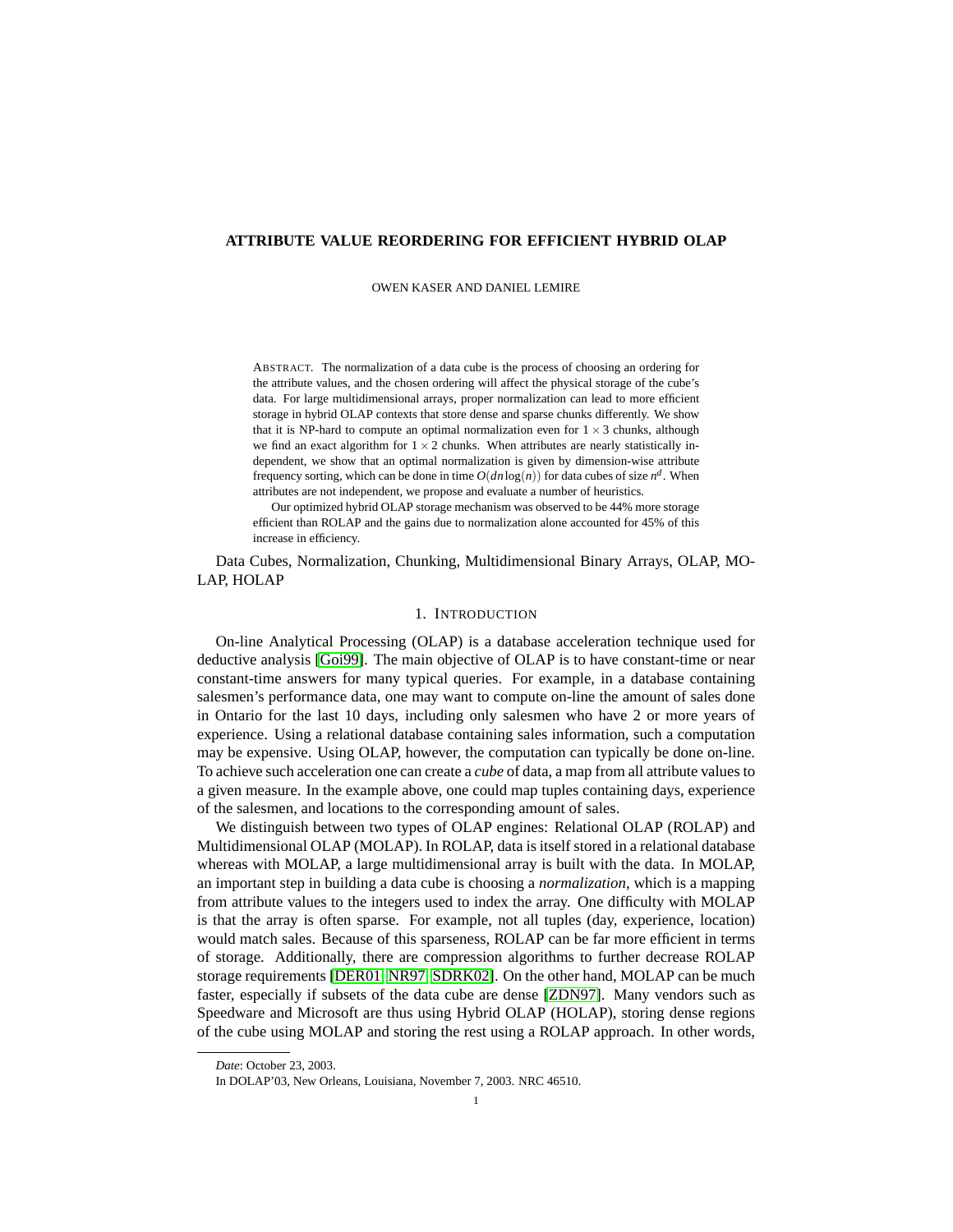# ATTRIBUTE VALUE REORDERING FOR EFFICIENT HYBRID OLAP

OWEN KASER AND DANIEL LEMIRE

ABSTRACT. The normalization of a data cube is the process of choosing an ordering for the attribute values, and the chosen ordering will affect the physical storage of the cube's data. For large multidimensional arrays, proper normalization can lead to more efficient storage in hybrid OLAP contexts that store dense and sparse chunks differently. We show that it is NP-hard to compute an optimal normalization even for $1\times 3$ chunks, although we find an exact algorithm for $1\times 2$ chunks. When attributes are nearly statistically independent, we show that an optimal normalization is given by dimension-wise attribute frequency sorting, which can be done in time $O(dn\log(n))$ for data cubes of size $n^d$. When attributes are not independent, we propose and evaluate a number of heuristics.

Our optimized hybrid OLAP storage mechanism was observed to be 44% more storage efficient than ROLAP and the gains due to normalization alone accounted for 45% of this increase in efficiency.

Data Cubes, Normalization, Chunking, Multidimensional Binary Arrays, OLAP, MOLAP, HOLAP

## 1. INTRODUCTION

On-line Analytical Processing (OLAP) is a database acceleration technique used for deductive analysis [Goi99]. The main objective of OLAP is to have constant-time or near constant-time answers for many typical queries. For example, in a database containing salesmen's performance data, one may want to compute on-line the amount of sales done in Ontario for the last 10 days, including only salesmen who have 2 or more years of experience. Using a relational database containing sales information, such a computation may be expensive. Using OLAP, however, the computation can typically be done on-line. To achieve such acceleration one can create a *cube* of data, a map from all attribute values to a given measure. In the example above, one could map tuples containing days, experience of the salesmen, and locations to the corresponding amount of sales.

We distinguish between two types of OLAP engines: Relational OLAP (ROLAP) and Multidimensional OLAP (MOLAP). In ROLAP, data is itself stored in a relational database whereas with MOLAP, a large multidimensional array is built with the data. In MOLAP, an important step in building a data cube is choosing a *normalization*, which is a mapping from attribute values to the integers used to index the array. One difficulty with MOLAP is that the array is often sparse. For example, not all tuples (day, experience, location) would match sales. Because of this sparseness, ROLAP can be far more efficient in terms of storage. Additionally, there are compression algorithms to further decrease ROLAP storage requirements [DER01, NR97, SDRK02]. On the other hand, MOLAP can be much faster, especially if subsets of the data cube are dense [ZDN97]. Many vendors such as Speedware and Microsoft are thus using Hybrid OLAP (HOLAP), storing dense regions of the cube using MOLAP and storing the rest using a ROLAP approach. In other words,

*Date*: October 23, 2003.

In DOLAP'03, New Orleans, Louisiana, November 7, 2003. NRC 46510.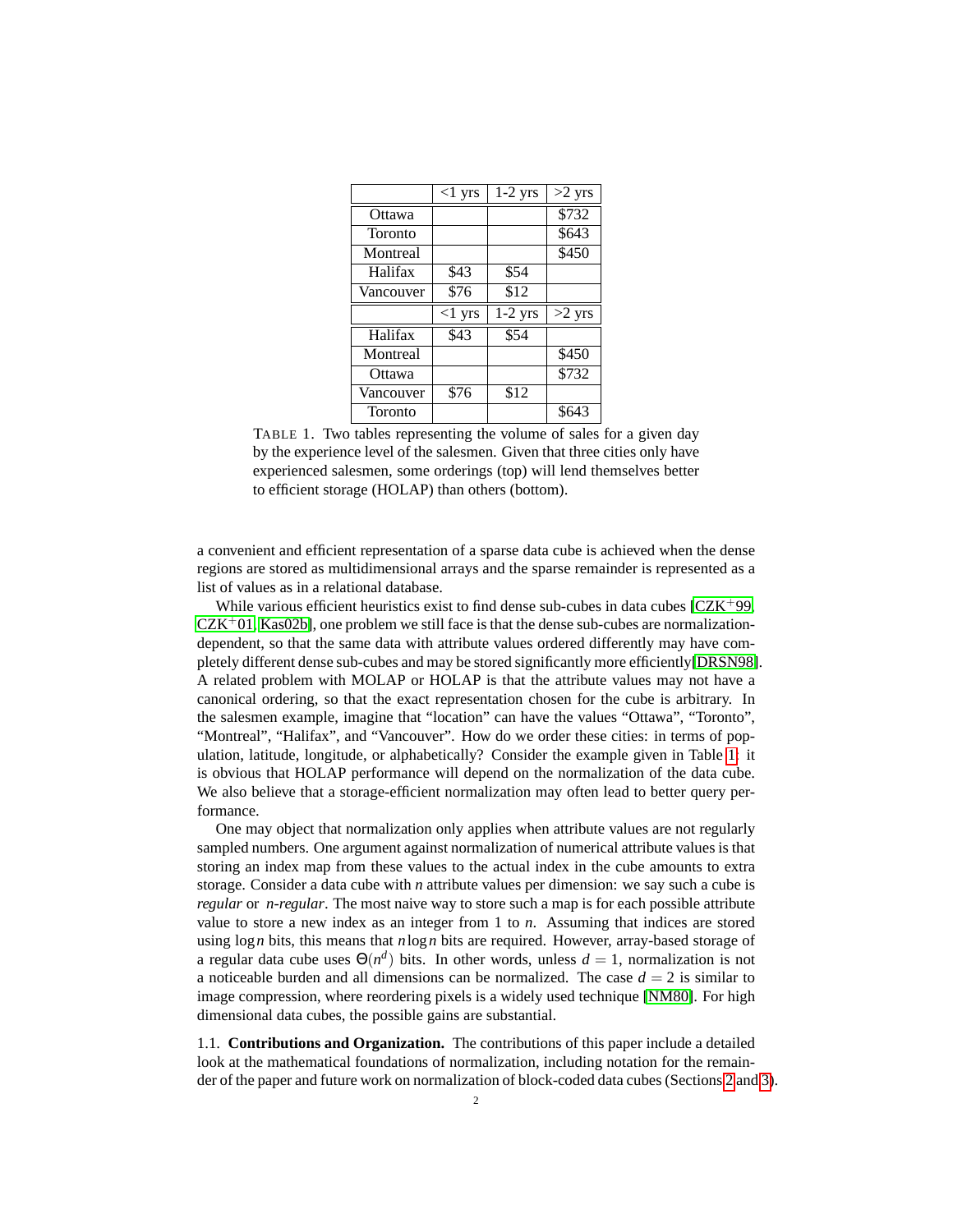|  | <1 yrs | 1-2 yrs | >2 yrs |
|---|---|---|---|
| Ottawa |  |  | $732 |
| Toronto |  |  | $643 |
| Montreal |  |  | $450 |
| Halifax | $43 | $54 |  |
| Vancouver | $76 | $12 |  |

|  | <1 yrs | 1-2 yrs | >2 yrs |
|---|---|---|---|
| Halifax | $43 | $54 |  |
| Montreal |  |  | $450 |
| Ottawa |  |  | $732 |
| Vancouver | $76 | $12 |  |
| Toronto |  |  | $643 |

TABLE 1. Two tables representing the volume of sales for a given day by the experience level of the salesmen. Given that three cities only have experienced salesmen, some orderings (top) will lend themselves better to efficient storage (HOLAP) than others (bottom).

a convenient and efficient representation of a sparse data cube is achieved when the dense regions are stored as multidimensional arrays and the sparse remainder is represented as a list of values as in a relational database.

While various efficient heuristics exist to find dense sub-cubes in data cubes [CZK+99, CZK+01, Kas02b], one problem we still face is that the dense sub-cubes are normalization-dependent, so that the same data with attribute values ordered differently may have completely different dense sub-cubes and may be stored significantly more efficiently[DRSN98]. A related problem with MOLAP or HOLAP is that the attribute values may not have a canonical ordering, so that the exact representation chosen for the cube is arbitrary. In the salesmen example, imagine that "location" can have the values "Ottawa", "Toronto", "Montreal", "Halifax", and "Vancouver". How do we order these cities: in terms of population, latitude, longitude, or alphabetically? Consider the example given in Table 1: it is obvious that HOLAP performance will depend on the normalization of the data cube. We also believe that a storage-efficient normalization may often lead to better query performance.

One may object that normalization only applies when attribute values are not regularly sampled numbers. One argument against normalization of numerical attribute values is that storing an index map from these values to the actual index in the cube amounts to extra storage. Consider a data cube with $n$ attribute values per dimension: we say such a cube is *regular* or *n-regular*. The most naive way to store such a map is for each possible attribute value to store a new index as an integer from 1 to $n$. Assuming that indices are stored using $\log n$ bits, this means that $n \log n$ bits are required. However, array-based storage of a regular data cube uses $\Theta(n^d)$ bits. In other words, unless $d = 1$, normalization is not a noticeable burden and all dimensions can be normalized. The case $d = 2$ is similar to image compression, where reordering pixels is a widely used technique [NM80]. For high dimensional data cubes, the possible gains are substantial.

1.1. **Contributions and Organization.** The contributions of this paper include a detailed look at the mathematical foundations of normalization, including notation for the remainder of the paper and future work on normalization of block-coded data cubes (Sections 2 and 3).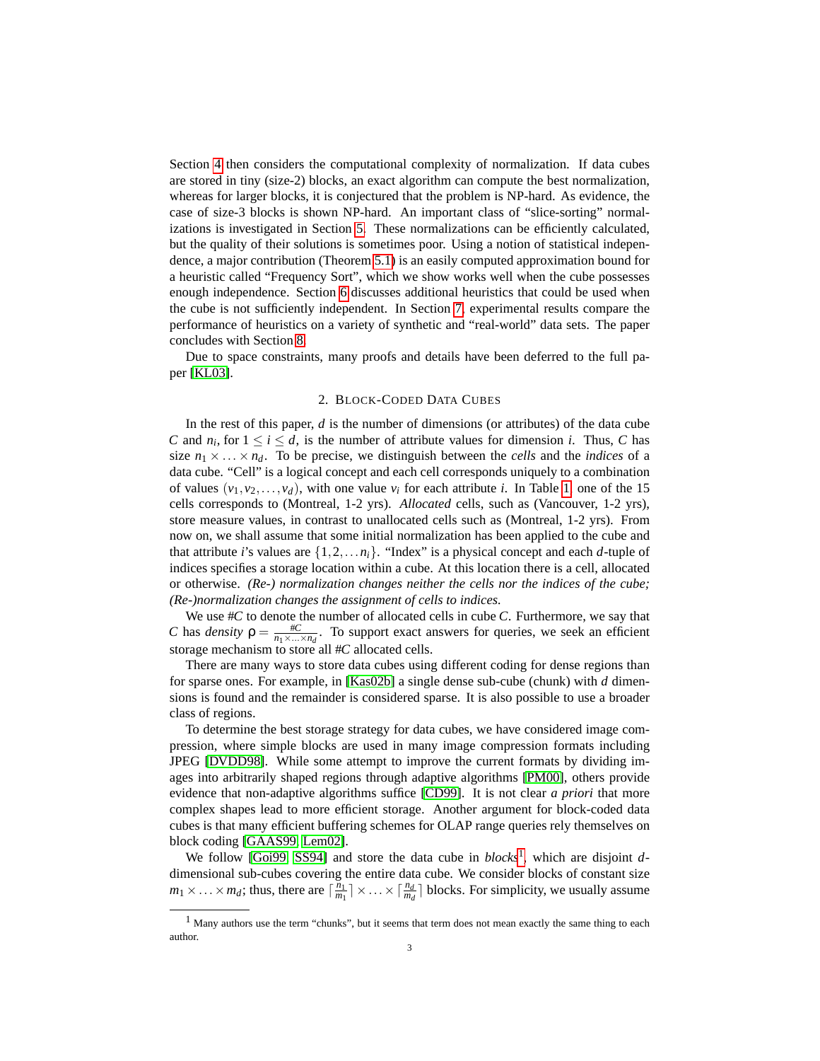Section 4 then considers the computational complexity of normalization. If data cubes are stored in tiny (size-2) blocks, an exact algorithm can compute the best normalization, whereas for larger blocks, it is conjectured that the problem is NP-hard. As evidence, the case of size-3 blocks is shown NP-hard. An important class of "slice-sorting" normalizations is investigated in Section 5. These normalizations can be efficiently calculated, but the quality of their solutions is sometimes poor. Using a notion of statistical independence, a major contribution (Theorem 5.1) is an easily computed approximation bound for a heuristic called "Frequency Sort", which we show works well when the cube possesses enough independence. Section 6 discusses additional heuristics that could be used when the cube is not sufficiently independent. In Section 7, experimental results compare the performance of heuristics on a variety of synthetic and "real-world" data sets. The paper concludes with Section 8.

Due to space constraints, many proofs and details have been deferred to the full paper [KL03].

## 2. Block-Coded Data Cubes

In the rest of this paper, $d$ is the number of dimensions (or attributes) of the data cube $C$ and $n_i$, for $1 \leq i \leq d$, is the number of attribute values for dimension $i$. Thus, $C$ has size $n_1 \times \ldots \times n_d$. To be precise, we distinguish between the *cells* and the *indices* of a data cube. "Cell" is a logical concept and each cell corresponds uniquely to a combination of values $(v_1, v_2, \ldots, v_d)$, with one value $v_i$ for each attribute $i$. In Table 1, one of the 15 cells corresponds to (Montreal, 1-2 yrs). *Allocated* cells, such as (Vancouver, 1-2 yrs), store measure values, in contrast to unallocated cells such as (Montreal, 1-2 yrs). From now on, we shall assume that some initial normalization has been applied to the cube and that attribute $i$'s values are $\{1, 2, \ldots n_i\}$. "Index" is a physical concept and each $d$-tuple of indices specifies a storage location within a cube. At this location there is a cell, allocated or otherwise. *(Re-) normalization changes neither the cells nor the indices of the cube; (Re-)normalization changes the assignment of cells to indices.*

We use $\#C$ to denote the number of allocated cells in cube $C$. Furthermore, we say that $C$ has *density* $\rho = \frac{\#C}{n_1 \times \ldots \times n_d}$. To support exact answers for queries, we seek an efficient storage mechanism to store all $\#C$ allocated cells.

There are many ways to store data cubes using different coding for dense regions than for sparse ones. For example, in [Kas02b] a single dense sub-cube (chunk) with $d$ dimensions is found and the remainder is considered sparse. It is also possible to use a broader class of regions.

To determine the best storage strategy for data cubes, we have considered image compression, where simple blocks are used in many image compression formats including JPEG [DVDD98]. While some attempt to improve the current formats by dividing images into arbitrarily shaped regions through adaptive algorithms [PM00], others provide evidence that non-adaptive algorithms suffice [CD99]. It is not clear *a priori* that more complex shapes lead to more efficient storage. Another argument for block-coded data cubes is that many efficient buffering schemes for OLAP range queries rely themselves on block coding [GAAS99, Lem02].

We follow [Goi99, SS94] and store the data cube in *blocks*[1], which are disjoint $d$-dimensional sub-cubes covering the entire data cube. We consider blocks of constant size $m_1 \times \ldots \times m_d$; thus, there are $\lceil \frac{n_1}{m_1} \rceil \times \ldots \times \lceil \frac{n_d}{m_d} \rceil$ blocks. For simplicity, we usually assume

---

[1] Many authors use the term "chunks", but it seems that term does not mean exactly the same thing to each author.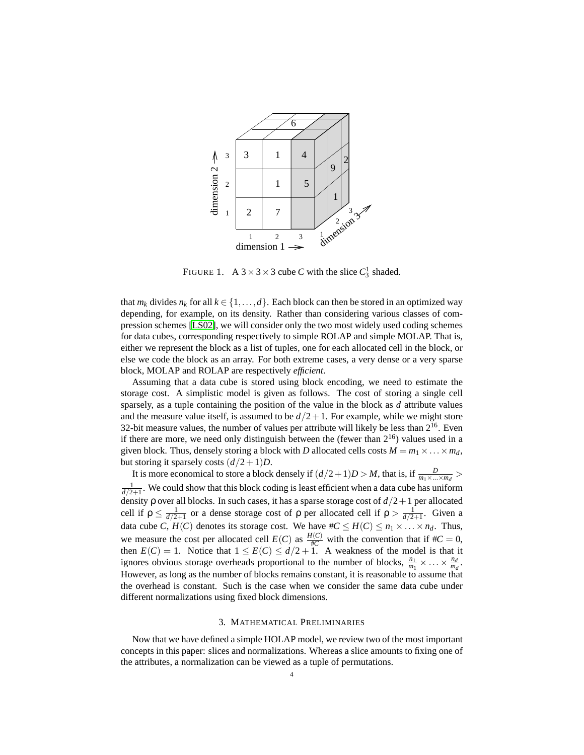FIGURE 1. A $3 \times 3 \times 3$ cube $C$ with the slice $C_3^1$ shaded.

that $m_k$ divides $n_k$ for all $k \in \{1, \ldots, d\}$. Each block can then be stored in an optimized way depending, for example, on its density. Rather than considering various classes of compression schemes [LS02], we will consider only the two most widely used coding schemes for data cubes, corresponding respectively to simple ROLAP and simple MOLAP. That is, either we represent the block as a list of tuples, one for each allocated cell in the block, or else we code the block as an array. For both extreme cases, a very dense or a very sparse block, MOLAP and ROLAP are respectively *efficient*.

Assuming that a data cube is stored using block encoding, we need to estimate the storage cost. A simplistic model is given as follows. The cost of storing a single cell sparsely, as a tuple containing the position of the value in the block as $d$ attribute values and the measure value itself, is assumed to be $d/2+1$. For example, while we might store 32-bit measure values, the number of values per attribute will likely be less than $2^{16}$. Even if there are more, we need only distinguish between the (fewer than $2^{16}$) values used in a given block. Thus, densely storing a block with $D$ allocated cells costs $M = m_1 \times \ldots \times m_d$, but storing it sparsely costs $(d/2+1)D$.

It is more economical to store a block densely if $(d/2+1)D > M$, that is, if $\frac{D}{m_1 \times \ldots \times m_d} > \frac{1}{d/2+1}$. We could show that this block coding is least efficient when a data cube has uniform density $\rho$ over all blocks. In such cases, it has a sparse storage cost of $d/2+1$ per allocated cell if $\rho \leq \frac{1}{d/2+1}$ or a dense storage cost of $\rho$ per allocated cell if $\rho > \frac{1}{d/2+1}$. Given a data cube $C$, $H(C)$ denotes its storage cost. We have $\#C \leq H(C) \leq n_1 \times \ldots \times n_d$. Thus, we measure the cost per allocated cell $E(C)$ as $\frac{H(C)}{\#C}$ with the convention that if $\#C = 0$, then $E(C) = 1$. Notice that $1 \leq E(C) \leq d/2+1$. A weakness of the model is that it ignores obvious storage overheads proportional to the number of blocks, $\frac{n_1}{m_1} \times \ldots \times \frac{n_d}{m_d}$. However, as long as the number of blocks remains constant, it is reasonable to assume that the overhead is constant. Such is the case when we consider the same data cube under different normalizations using fixed block dimensions.

## 3. MATHEMATICAL PRELIMINARIES

Now that we have defined a simple HOLAP model, we review two of the most important concepts in this paper: slices and normalizations. Whereas a slice amounts to fixing one of the attributes, a normalization can be viewed as a tuple of permutations.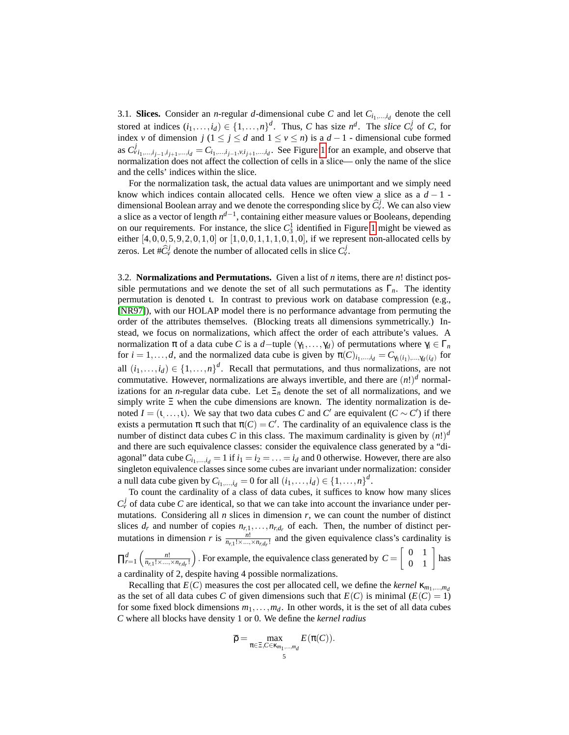3.1. **Slices.** Consider an $n$-regular $d$-dimensional cube $C$ and let $C_{i_1,\ldots,i_d}$ denote the cell stored at indices $(i_1,\ldots,i_d) \in \{1,\ldots,n\}^d$. Thus, $C$ has size $n^d$. The *slice* $C_v^j$ of $C$, for index $v$ of dimension $j$ ($1 \leq j \leq d$ and $1 \leq v \leq n$) is a $d-1$ - dimensional cube formed as $C_v^j{}_{i_1,\ldots,i_{j-1},i_{j+1},\ldots,i_d} = C_{i_1,\ldots,i_{j-1},v,i_{j+1},\ldots,i_d}$. See Figure 1 for an example, and observe that normalization does not affect the collection of cells in a slice— only the name of the slice and the cells' indices within the slice.

For the normalization task, the actual data values are unimportant and we simply need know which indices contain allocated cells. Hence we often view a slice as a $d-1$ - dimensional Boolean array and we denote the corresponding slice by $\widehat{C}_v^j$. We can also view a slice as a vector of length $n^{d-1}$, containing either measure values or Booleans, depending on our requirements. For instance, the slice $C_3^1$ identified in Figure 1 might be viewed as either $[4,0,0,5,9,2,0,1,0]$ or $[1,0,0,1,1,1,0,1,0]$, if we represent non-allocated cells by zeros. Let $\#\widehat{C}_v^j$ denote the number of allocated cells in slice $C_v^j$.

3.2. **Normalizations and Permutations.** Given a list of $n$ items, there are $n!$ distinct possible permutations and we denote the set of all such permutations as $\Gamma_n$. The identity permutation is denoted $\iota$. In contrast to previous work on database compression (e.g., [NR97]), with our HOLAP model there is no performance advantage from permuting the order of the attributes themselves. (Blocking treats all dimensions symmetrically.) Instead, we focus on normalizations, which affect the order of each attribute's values. A normalization $\pi$ of a data cube $C$ is a $d-$tuple $(\gamma_1,\ldots,\gamma_d)$ of permutations where $\gamma_i \in \Gamma_n$ for $i = 1,\ldots,d$, and the normalized data cube is given by $\pi(C)_{i_1,\ldots,i_d} = C_{\gamma_1(i_1),\ldots,\gamma_d(i_d)}$ for all $(i_1,\ldots,i_d) \in \{1,\ldots,n\}^d$. Recall that permutations, and thus normalizations, are not commutative. However, normalizations are always invertible, and there are $(n!)^d$ normalizations for an $n$-regular data cube. Let $\Xi_n$ denote the set of all normalizations, and we simply write $\Xi$ when the cube dimensions are known. The identity normalization is denoted $I = (\iota,\ldots,\iota)$. We say that two data cubes $C$ and $C'$ are equivalent ($C \sim C'$) if there exists a permutation $\pi$ such that $\pi(C) = C'$. The cardinality of an equivalence class is the number of distinct data cubes $C$ in this class. The maximum cardinality is given by $(n!)^d$ and there are such equivalence classes: consider the equivalence class generated by a "diagonal" data cube $C_{i_1,\ldots,i_d} = 1$ if $i_1 = i_2 = \ldots = i_d$ and 0 otherwise. However, there are also singleton equivalence classes since some cubes are invariant under normalization: consider a null data cube given by $C_{i_1,\ldots,i_d} = 0$ for all $(i_1,\ldots,i_d) \in \{1,\ldots,n\}^d$.

To count the cardinality of a class of data cubes, it suffices to know how many slices $C_v^j$ of data cube $C$ are identical, so that we can take into account the invariance under permutations. Considering all $n$ slices in dimension $r$, we can count the number of distinct slices $d_r$ and number of copies $n_{r,1},\ldots,n_{r,d_r}$ of each. Then, the number of distinct permutations in dimension $r$ is $\frac{n!}{n_{r,1}!\times\ldots\times n_{r,d_r}!}$ and the given equivalence class's cardinality is $\prod_{r=1}^{d}\left(\frac{n!}{n_{r,1}!\times\ldots\times n_{r,d_r}!}\right)$. For example, the equivalence class generated by $C = \begin{bmatrix} 0 & 1 \\ 0 & 1 \end{bmatrix}$ has a cardinality of 2, despite having 4 possible normalizations.

Recalling that $E(C)$ measures the cost per allocated cell, we define the *kernel* $\kappa_{m_1,\ldots,m_d}$ as the set of all data cubes $C$ of given dimensions such that $E(C)$ is minimal ($E(C) = 1$) for some fixed block dimensions $m_1,\ldots,m_d$. In other words, it is the set of all data cubes $C$ where all blocks have density 1 or 0. We define the *kernel radius*

$$\overline{\rho} = \max_{\pi\in\Xi, C\in\kappa_{m_1,\ldots,m_d}} E(\pi(C)).$$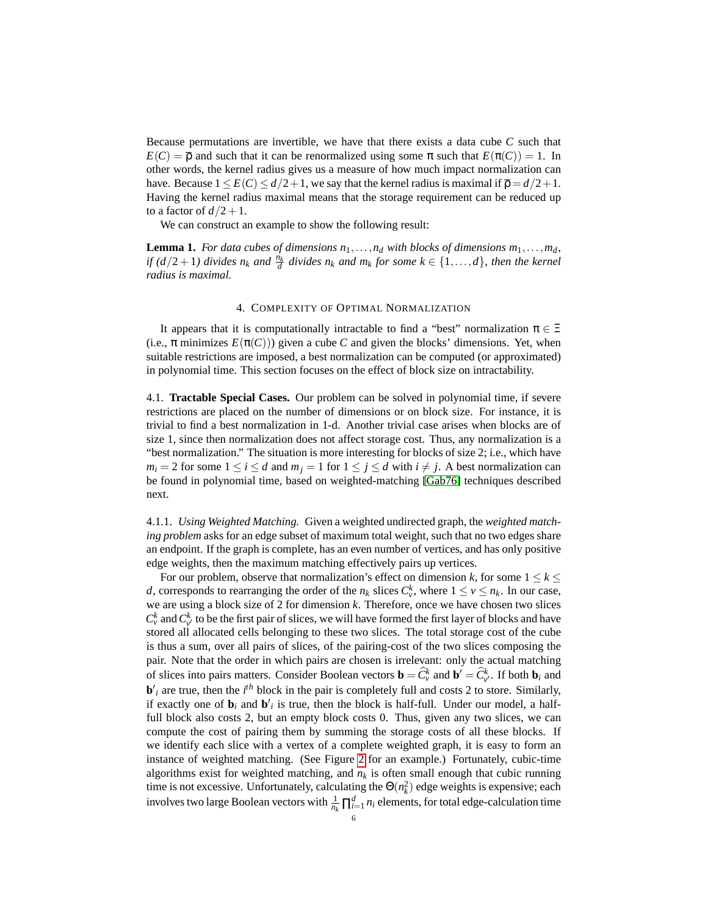Because permutations are invertible, we have that there exists a data cube $C$ such that $E(C) = \overline{\rho}$ and such that it can be renormalized using some $\pi$ such that $E(\pi(C)) = 1$. In other words, the kernel radius gives us a measure of how much impact normalization can have. Because $1 \leq E(C) \leq d/2+1$, we say that the kernel radius is maximal if $\overline{\rho} = d/2+1$. Having the kernel radius maximal means that the storage requirement can be reduced up to a factor of $d/2+1$.

We can construct an example to show the following result:

**Lemma 1.** *For data cubes of dimensions $n_1, \ldots, n_d$ with blocks of dimensions $m_1, \ldots, m_d$, if $(d/2+1)$ divides $n_k$ and $\frac{n_k}{d}$ divides $n_k$ and $m_k$ for some $k \in \{1, \ldots, d\}$, then the kernel radius is maximal.*

## 4. Complexity of Optimal Normalization

It appears that it is computationally intractable to find a "best" normalization $\pi \in \Xi$ (i.e., $\pi$ minimizes $E(\pi(C))$) given a cube $C$ and given the blocks' dimensions. Yet, when suitable restrictions are imposed, a best normalization can be computed (or approximated) in polynomial time. This section focuses on the effect of block size on intractability.

### 4.1. Tractable Special Cases.

Our problem can be solved in polynomial time, if severe restrictions are placed on the number of dimensions or on block size. For instance, it is trivial to find a best normalization in 1-d. Another trivial case arises when blocks are of size 1, since then normalization does not affect storage cost. Thus, any normalization is a "best normalization." The situation is more interesting for blocks of size 2; i.e., which have $m_i = 2$ for some $1 \leq i \leq d$ and $m_j = 1$ for $1 \leq j \leq d$ with $i \neq j$. A best normalization can be found in polynomial time, based on weighted-matching [Gab76] techniques described next.

#### 4.1.1. *Using Weighted Matching.*

Given a weighted undirected graph, the *weighted matching problem* asks for an edge subset of maximum total weight, such that no two edges share an endpoint. If the graph is complete, has an even number of vertices, and has only positive edge weights, then the maximum matching effectively pairs up vertices.

For our problem, observe that normalization's effect on dimension $k$, for some $1 \leq k \leq d$, corresponds to rearranging the order of the $n_k$ slices $C^k_v$, where $1 \leq v \leq n_k$. In our case, we are using a block size of 2 for dimension $k$. Therefore, once we have chosen two slices $C^k_v$ and $C^k_{v'}$ to be the first pair of slices, we will have formed the first layer of blocks and have stored all allocated cells belonging to these two slices. The total storage cost of the cube is thus a sum, over all pairs of slices, of the pairing-cost of the two slices composing the pair. Note that the order in which pairs are chosen is irrelevant: only the actual matching of slices into pairs matters. Consider Boolean vectors $\mathbf{b} = \widehat{C}^k_v$ and $\mathbf{b}' = \widehat{C}^k_{v'}$. If both $\mathbf{b}_i$ and $\mathbf{b}'_i$ are true, then the $i^{th}$ block in the pair is completely full and costs 2 to store. Similarly, if exactly one of $\mathbf{b}_i$ and $\mathbf{b}'_i$ is true, then the block is half-full. Under our model, a half-full block also costs 2, but an empty block costs 0. Thus, given any two slices, we can compute the cost of pairing them by summing the storage costs of all these blocks. If we identify each slice with a vertex of a complete weighted graph, it is easy to form an instance of weighted matching. (See Figure 2 for an example.) Fortunately, cubic-time algorithms exist for weighted matching, and $n_k$ is often small enough that cubic running time is not excessive. Unfortunately, calculating the $\Theta(n_k^2)$ edge weights is expensive; each involves two large Boolean vectors with $\frac{1}{n_k}\prod_{i=1}^{d} n_i$ elements, for total edge-calculation time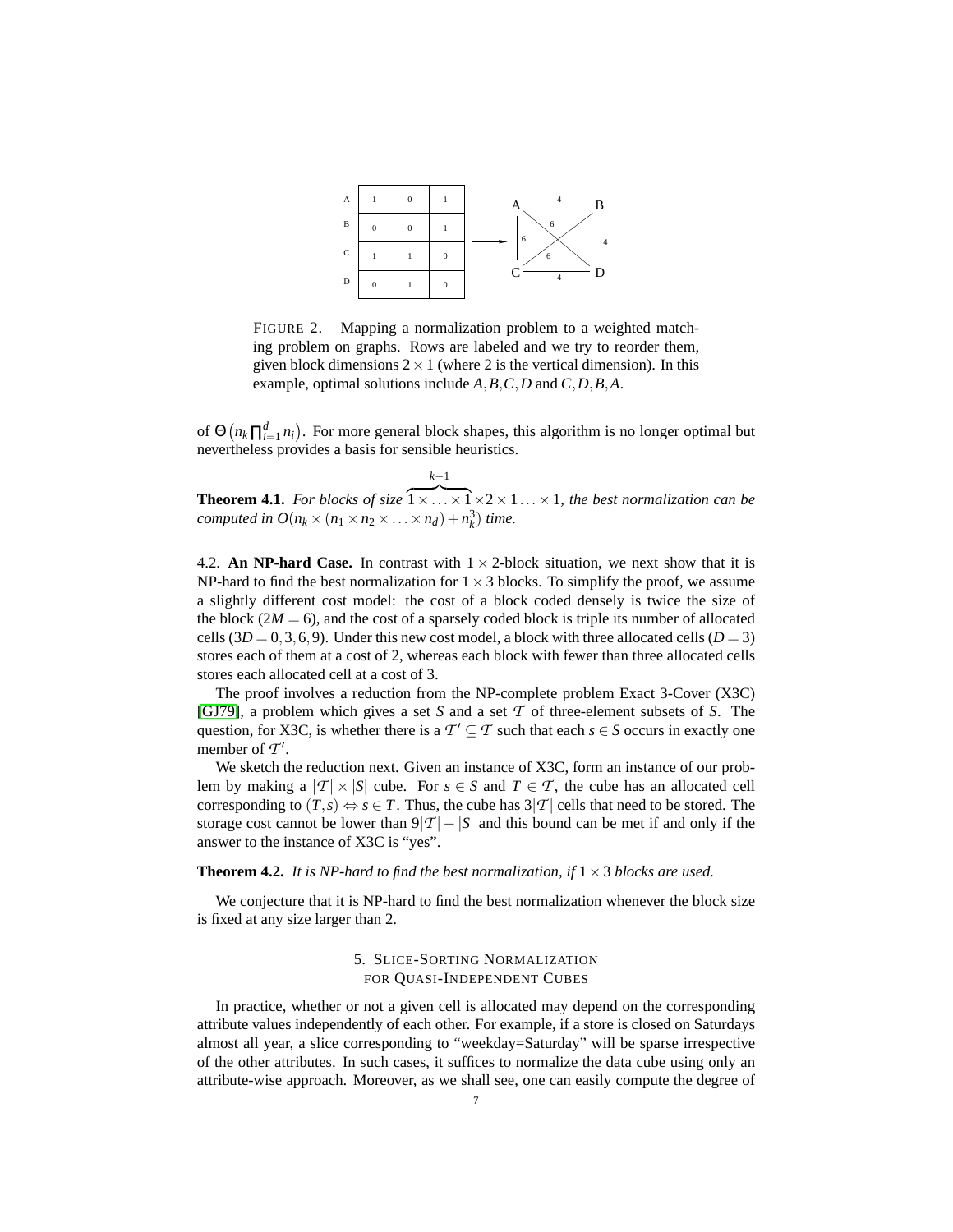| | | | |
|---|---|---|---|
| A | 1 | 0 | 1 |
| B | 0 | 0 | 1 |
| C | 1 | 1 | 0 |
| D | 0 | 1 | 0 |

FIGURE 2. Mapping a normalization problem to a weighted matching problem on graphs. Rows are labeled and we try to reorder them, given block dimensions $2 \times 1$ (where 2 is the vertical dimension). In this example, optimal solutions include $A, B, C, D$ and $C, D, B, A$.

of $\Theta\left(n_k \prod_{i=1}^{d} n_i\right)$. For more general block shapes, this algorithm is no longer optimal but nevertheless provides a basis for sensible heuristics.

**Theorem 4.1.** *For blocks of size* $\overbrace{1 \times \ldots \times 1}^{k-1} \times 2 \times 1 \ldots \times 1$, *the best normalization can be computed in* $O(n_k \times (n_1 \times n_2 \times \ldots \times n_d) + n_k^3)$ *time.*

4.2. **An NP-hard Case.** In contrast with $1 \times 2$-block situation, we next show that it is NP-hard to find the best normalization for $1 \times 3$ blocks. To simplify the proof, we assume a slightly different cost model: the cost of a block coded densely is twice the size of the block ($2M = 6$), and the cost of a sparsely coded block is triple its number of allocated cells ($3D = 0, 3, 6, 9$). Under this new cost model, a block with three allocated cells ($D = 3$) stores each of them at a cost of 2, whereas each block with fewer than three allocated cells stores each allocated cell at a cost of 3.

The proof involves a reduction from the NP-complete problem Exact 3-Cover (X3C) [GJ79], a problem which gives a set $S$ and a set $\mathcal{T}$ of three-element subsets of $S$. The question, for X3C, is whether there is a $\mathcal{T}' \subseteq \mathcal{T}$ such that each $s \in S$ occurs in exactly one member of $\mathcal{T}'$.

We sketch the reduction next. Given an instance of X3C, form an instance of our problem by making a $|\mathcal{T}| \times |S|$ cube. For $s \in S$ and $T \in \mathcal{T}$, the cube has an allocated cell corresponding to $(T, s) \Leftrightarrow s \in T$. Thus, the cube has $3|\mathcal{T}|$ cells that need to be stored. The storage cost cannot be lower than $9|\mathcal{T}| - |S|$ and this bound can be met if and only if the answer to the instance of X3C is "yes".

**Theorem 4.2.** *It is NP-hard to find the best normalization, if* $1 \times 3$ *blocks are used.*

We conjecture that it is NP-hard to find the best normalization whenever the block size is fixed at any size larger than 2.

## 5. SLICE-SORTING NORMALIZATION FOR QUASI-INDEPENDENT CUBES

In practice, whether or not a given cell is allocated may depend on the corresponding attribute values independently of each other. For example, if a store is closed on Saturdays almost all year, a slice corresponding to "weekday=Saturday" will be sparse irrespective of the other attributes. In such cases, it suffices to normalize the data cube using only an attribute-wise approach. Moreover, as we shall see, one can easily compute the degree of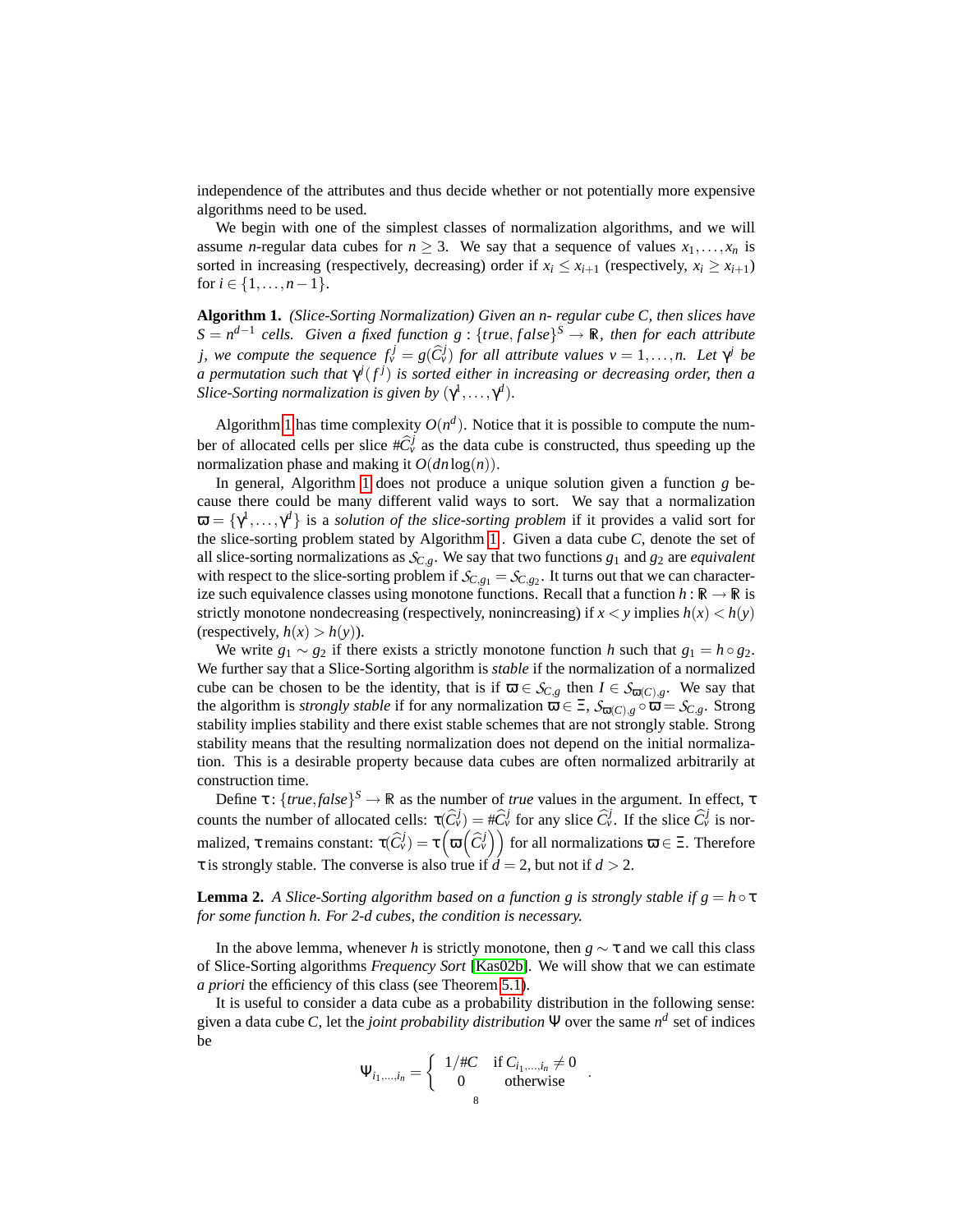independence of the attributes and thus decide whether or not potentially more expensive algorithms need to be used.

We begin with one of the simplest classes of normalization algorithms, and we will assume $n$-regular data cubes for $n \geq 3$. We say that a sequence of values $x_1, \ldots, x_n$ is sorted in increasing (respectively, decreasing) order if $x_i \leq x_{i+1}$ (respectively, $x_i \geq x_{i+1}$) for $i \in \{1, \ldots, n-1\}$.

**Algorithm 1.** *(Slice-Sorting Normalization) Given an n- regular cube C, then slices have $S = n^{d-1}$ cells. Given a fixed function $g : \{true, false\}^S \to \mathbb{R}$, then for each attribute j, we compute the sequence $f_v^j = g(\widehat{C}_v^j)$ for all attribute values $v = 1, \ldots, n$. Let $\gamma^j$ be a permutation such that $\gamma^j(f^j)$ is sorted either in increasing or decreasing order, then a Slice-Sorting normalization is given by $(\gamma^1, \ldots, \gamma^d)$.*

Algorithm 1 has time complexity $O(n^d)$. Notice that it is possible to compute the number of allocated cells per slice $\#\widehat{C}_v^j$ as the data cube is constructed, thus speeding up the normalization phase and making it $O(dn \log(n))$.

In general, Algorithm 1 does not produce a unique solution given a function $g$ because there could be many different valid ways to sort. We say that a normalization $\varpi = \{\gamma^1, \ldots, \gamma^d\}$ is a *solution of the slice-sorting problem* if it provides a valid sort for the slice-sorting problem stated by Algorithm 1. Given a data cube $C$, denote the set of all slice-sorting normalizations as $\mathcal{S}_{C,g}$. We say that two functions $g_1$ and $g_2$ are *equivalent* with respect to the slice-sorting problem if $\mathcal{S}_{C,g_1} = \mathcal{S}_{C,g_2}$. It turns out that we can characterize such equivalence classes using monotone functions. Recall that a function $h : \mathbb{R} \to \mathbb{R}$ is strictly monotone nondecreasing (respectively, nonincreasing) if $x < y$ implies $h(x) < h(y)$ (respectively, $h(x) > h(y)$).

We write $g_1 \sim g_2$ if there exists a strictly monotone function $h$ such that $g_1 = h \circ g_2$. We further say that a Slice-Sorting algorithm is *stable* if the normalization of a normalized cube can be chosen to be the identity, that is if $\varpi \in \mathcal{S}_{C,g}$ then $I \in \mathcal{S}_{\varpi(C),g}$. We say that the algorithm is *strongly stable* if for any normalization $\varpi \in \Xi$, $\mathcal{S}_{\varpi(C),g} \circ \varpi = \mathcal{S}_{C,g}$. Strong stability implies stability and there exist stable schemes that are not strongly stable. Strong stability means that the resulting normalization does not depend on the initial normalization. This is a desirable property because data cubes are often normalized arbitrarily at construction time.

Define $\tau$: $\{true, false\}^S \to \mathbb{R}$ as the number of *true* values in the argument. In effect, $\tau$ counts the number of allocated cells: $\tau(\widehat{C}_v^j) = \#\widehat{C}_v^j$ for any slice $\widehat{C}_v^j$. If the slice $\widehat{C}_v^j$ is normalized, $\tau$ remains constant: $\tau(\widehat{C}_v^j) = \tau\left(\varpi\left(\widehat{C}_v^j\right)\right)$ for all normalizations $\varpi \in \Xi$. Therefore $\tau$ is strongly stable. The converse is also true if $d = 2$, but not if $d > 2$.

**Lemma 2.** *A Slice-Sorting algorithm based on a function g is strongly stable if $g = h \circ \tau$ for some function h. For 2-d cubes, the condition is necessary.*

In the above lemma, whenever $h$ is strictly monotone, then $g \sim \tau$ and we call this class of Slice-Sorting algorithms *Frequency Sort* [Kas02b]. We will show that we can estimate *a priori* the efficiency of this class (see Theorem 5.1).

It is useful to consider a data cube as a probability distribution in the following sense: given a data cube $C$, let the *joint probability distribution* $\Psi$ over the same $n^d$ set of indices be

$$\Psi_{i_1,\ldots,i_n} = \begin{cases} 1/\#C & \text{if } C_{i_1,\ldots,i_n} \neq 0 \\ 0 & \text{otherwise} \end{cases}.$$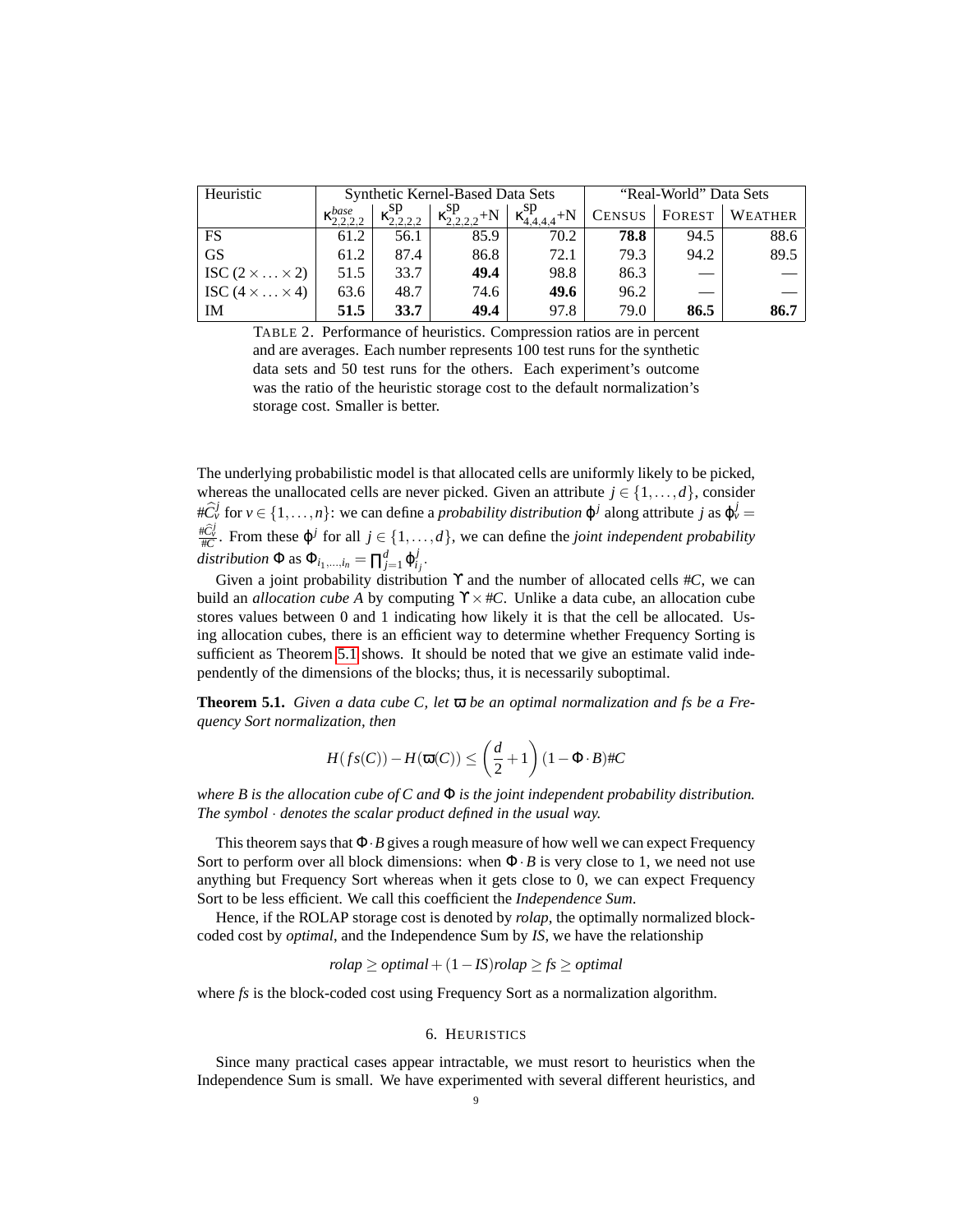| Heuristic | Synthetic Kernel-Based Data Sets | | | | "Real-World" Data Sets | | |
|---|---|---|---|---|---|---|---|
| | $\kappa^{base}_{2,2,2,2}$ | $\kappa^{\text{sp}}_{2,2,2,2}$ | $\kappa^{\text{sp}}_{2,2,2,2}$+N | $\kappa^{\text{sp}}_{4,4,4,4}$+N | CENSUS | FOREST | WEATHER |
| FS | 61.2 | 56.1 | 85.9 | 70.2 | **78.8** | 94.5 | 88.6 |
| GS | 61.2 | 87.4 | 86.8 | 72.1 | 79.3 | 94.2 | 89.5 |
| ISC ($2\times\ldots\times 2$) | 51.5 | 33.7 | **49.4** | 98.8 | 86.3 | — | — |
| ISC ($4\times\ldots\times 4$) | 63.6 | 48.7 | 74.6 | **49.6** | 96.2 | — | — |
| IM | **51.5** | **33.7** | **49.4** | 97.8 | 79.0 | **86.5** | **86.7** |

TABLE 2. Performance of heuristics. Compression ratios are in percent and are averages. Each number represents 100 test runs for the synthetic data sets and 50 test runs for the others. Each experiment's outcome was the ratio of the heuristic storage cost to the default normalization's storage cost. Smaller is better.

The underlying probabilistic model is that allocated cells are uniformly likely to be picked, whereas the unallocated cells are never picked. Given an attribute $j \in \{1,\ldots,d\}$, consider $\#\widehat{C}^j_v$ for $v \in \{1,\ldots,n\}$: we can define a *probability distribution* $\varphi^j$ along attribute $j$ as $\varphi^j_v = \frac{\#\widehat{C}^j_v}{\#C}$. From these $\varphi^j$ for all $j \in \{1,\ldots,d\}$, we can define the *joint independent probability distribution* $\Phi$ as $\Phi_{i_1,\ldots,i_n} = \prod_{j=1}^{d} \varphi^j_{i_j}$.

Given a joint probability distribution $\Upsilon$ and the number of allocated cells $\#C$, we can build an *allocation cube A* by computing $\Upsilon \times \#C$. Unlike a data cube, an allocation cube stores values between 0 and 1 indicating how likely it is that the cell be allocated. Using allocation cubes, there is an efficient way to determine whether Frequency Sorting is sufficient as Theorem 5.1 shows. It should be noted that we give an estimate valid independently of the dimensions of the blocks; thus, it is necessarily suboptimal.

**Theorem 5.1.** *Given a data cube C, let $\varpi$ be an optimal normalization and fs be a Frequency Sort normalization, then*

$$H(fs(C)) - H(\varpi(C)) \leq \left(\frac{d}{2}+1\right)(1-\Phi\cdot B)\#C$$

*where B is the allocation cube of C and $\Phi$ is the joint independent probability distribution. The symbol $\cdot$ denotes the scalar product defined in the usual way.*

This theorem says that $\Phi \cdot B$ gives a rough measure of how well we can expect Frequency Sort to perform over all block dimensions: when $\Phi \cdot B$ is very close to 1, we need not use anything but Frequency Sort whereas when it gets close to 0, we can expect Frequency Sort to be less efficient. We call this coefficient the *Independence Sum*.

Hence, if the ROLAP storage cost is denoted by *rolap*, the optimally normalized block-coded cost by *optimal*, and the Independence Sum by *IS*, we have the relationship

$$\textit{rolap} \geq \textit{optimal} + (1-\textit{IS})\textit{rolap} \geq \textit{fs} \geq \textit{optimal}$$

where *fs* is the block-coded cost using Frequency Sort as a normalization algorithm.

## 6. HEURISTICS

Since many practical cases appear intractable, we must resort to heuristics when the Independence Sum is small. We have experimented with several different heuristics, and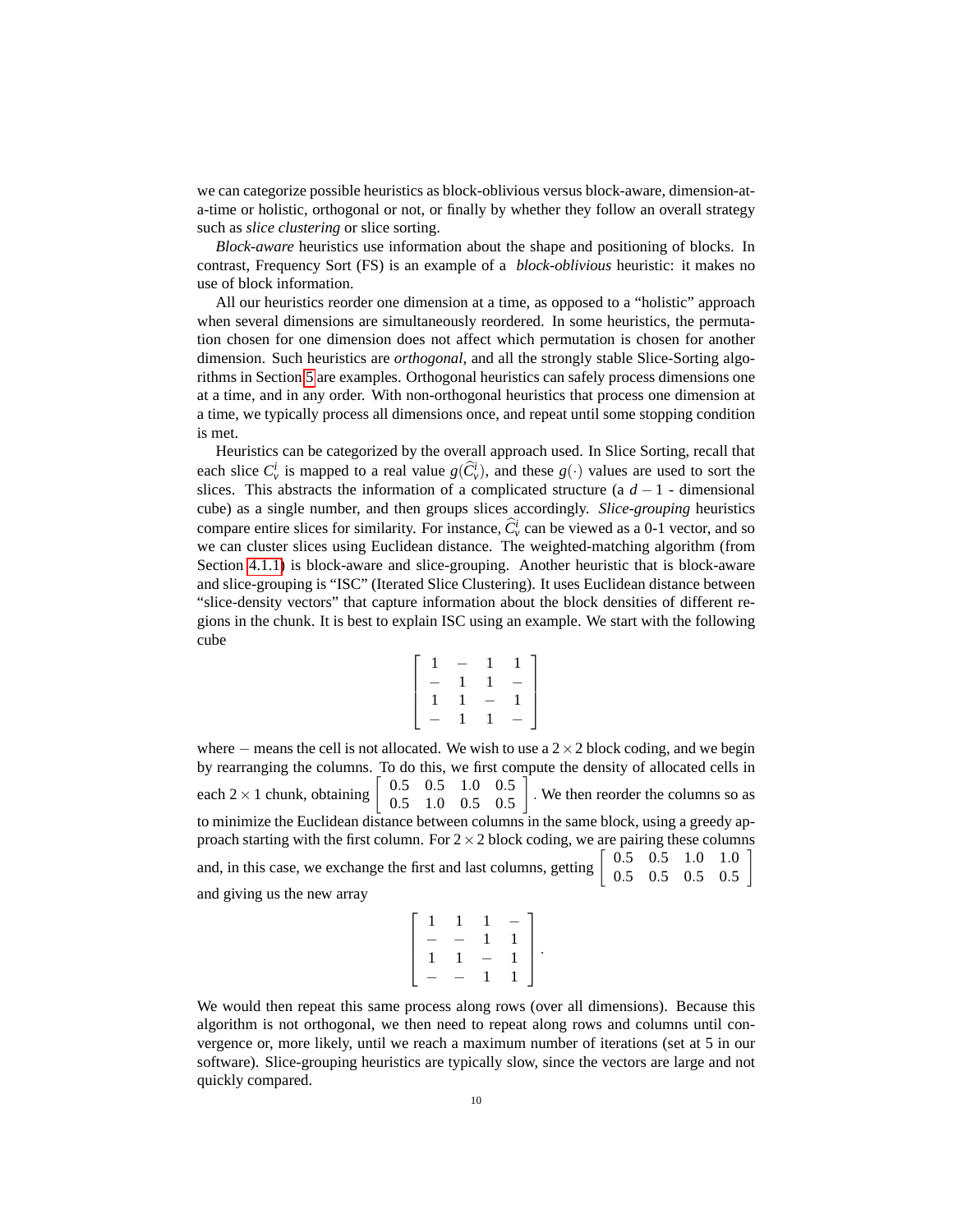we can categorize possible heuristics as block-oblivious versus block-aware, dimension-at-a-time or holistic, orthogonal or not, or finally by whether they follow an overall strategy such as *slice clustering* or slice sorting.

*Block-aware* heuristics use information about the shape and positioning of blocks. In contrast, Frequency Sort (FS) is an example of a *block-oblivious* heuristic: it makes no use of block information.

All our heuristics reorder one dimension at a time, as opposed to a "holistic" approach when several dimensions are simultaneously reordered. In some heuristics, the permutation chosen for one dimension does not affect which permutation is chosen for another dimension. Such heuristics are *orthogonal*, and all the strongly stable Slice-Sorting algorithms in Section 5 are examples. Orthogonal heuristics can safely process dimensions one at a time, and in any order. With non-orthogonal heuristics that process one dimension at a time, we typically process all dimensions once, and repeat until some stopping condition is met.

Heuristics can be categorized by the overall approach used. In Slice Sorting, recall that each slice $C_v^i$ is mapped to a real value $g(\widehat{C}_v^i)$, and these $g(\cdot)$ values are used to sort the slices. This abstracts the information of a complicated structure (a $d-1$ - dimensional cube) as a single number, and then groups slices accordingly. *Slice-grouping* heuristics compare entire slices for similarity. For instance, $\widehat{C}_v^i$ can be viewed as a 0-1 vector, and so we can cluster slices using Euclidean distance. The weighted-matching algorithm (from Section 4.1.1) is block-aware and slice-grouping. Another heuristic that is block-aware and slice-grouping is "ISC" (Iterated Slice Clustering). It uses Euclidean distance between "slice-density vectors" that capture information about the block densities of different regions in the chunk. It is best to explain ISC using an example. We start with the following cube

$$\begin{bmatrix} 1 & - & 1 & 1 \\ - & 1 & 1 & - \\ 1 & 1 & - & 1 \\ - & 1 & 1 & - \end{bmatrix}$$

where $-$ means the cell is not allocated. We wish to use a $2\times 2$ block coding, and we begin by rearranging the columns. To do this, we first compute the density of allocated cells in each $2\times 1$ chunk, obtaining $\begin{bmatrix} 0.5 & 0.5 & 1.0 & 0.5 \\ 0.5 & 1.0 & 0.5 & 0.5 \end{bmatrix}$. We then reorder the columns so as to minimize the Euclidean distance between columns in the same block, using a greedy approach starting with the first column. For $2\times 2$ block coding, we are pairing these columns and, in this case, we exchange the first and last columns, getting $\begin{bmatrix} 0.5 & 0.5 & 1.0 & 1.0 \\ 0.5 & 0.5 & 0.5 & 0.5 \end{bmatrix}$ and giving us the new array

$$\begin{bmatrix} 1 & 1 & 1 & - \\ - & - & 1 & 1 \\ 1 & 1 & - & 1 \\ - & - & 1 & 1 \end{bmatrix}.$$

We would then repeat this same process along rows (over all dimensions). Because this algorithm is not orthogonal, we then need to repeat along rows and columns until convergence or, more likely, until we reach a maximum number of iterations (set at 5 in our software). Slice-grouping heuristics are typically slow, since the vectors are large and not quickly compared.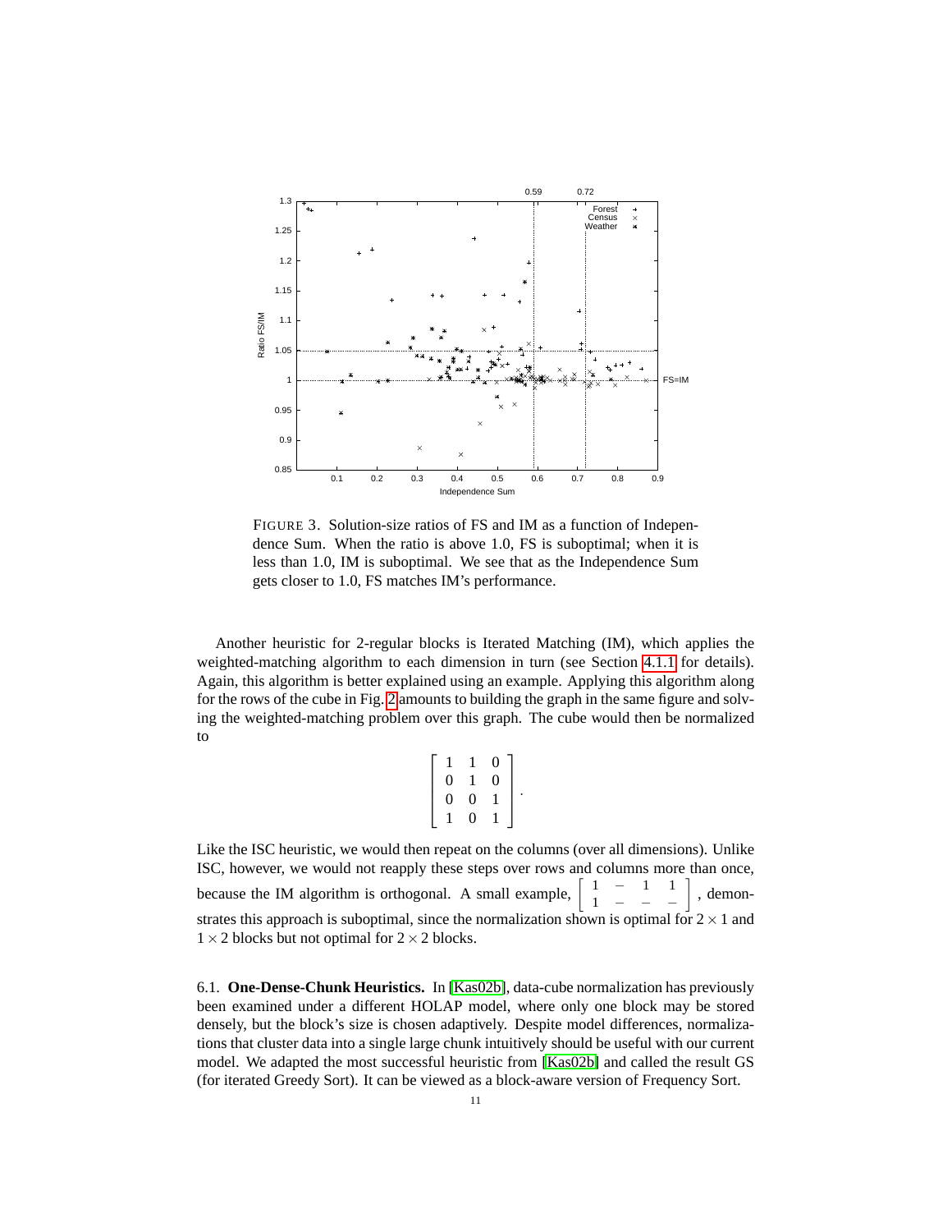FIGURE 3. Solution-size ratios of FS and IM as a function of Independence Sum. When the ratio is above 1.0, FS is suboptimal; when it is less than 1.0, IM is suboptimal. We see that as the Independence Sum gets closer to 1.0, FS matches IM's performance.

Another heuristic for 2-regular blocks is Iterated Matching (IM), which applies the weighted-matching algorithm to each dimension in turn (see Section 4.1.1 for details). Again, this algorithm is better explained using an example. Applying this algorithm along for the rows of the cube in Fig. 2 amounts to building the graph in the same figure and solving the weighted-matching problem over this graph. The cube would then be normalized to

$$\begin{bmatrix} 1 & 1 & 0 \\ 0 & 1 & 0 \\ 0 & 0 & 1 \\ 1 & 0 & 1 \end{bmatrix}.$$

Like the ISC heuristic, we would then repeat on the columns (over all dimensions). Unlike ISC, however, we would not reapply these steps over rows and columns more than once, because the IM algorithm is orthogonal. A small example, $\begin{bmatrix} 1 & - & 1 & 1 \\ 1 & - & - & - \end{bmatrix}$, demonstrates this approach is suboptimal, since the normalization shown is optimal for $2 \times 1$ and $1 \times 2$ blocks but not optimal for $2 \times 2$ blocks.

6.1. **One-Dense-Chunk Heuristics.** In [Kas02b], data-cube normalization has previously been examined under a different HOLAP model, where only one block may be stored densely, but the block's size is chosen adaptively. Despite model differences, normalizations that cluster data into a single large chunk intuitively should be useful with our current model. We adapted the most successful heuristic from [Kas02b] and called the result GS (for iterated Greedy Sort). It can be viewed as a block-aware version of Frequency Sort.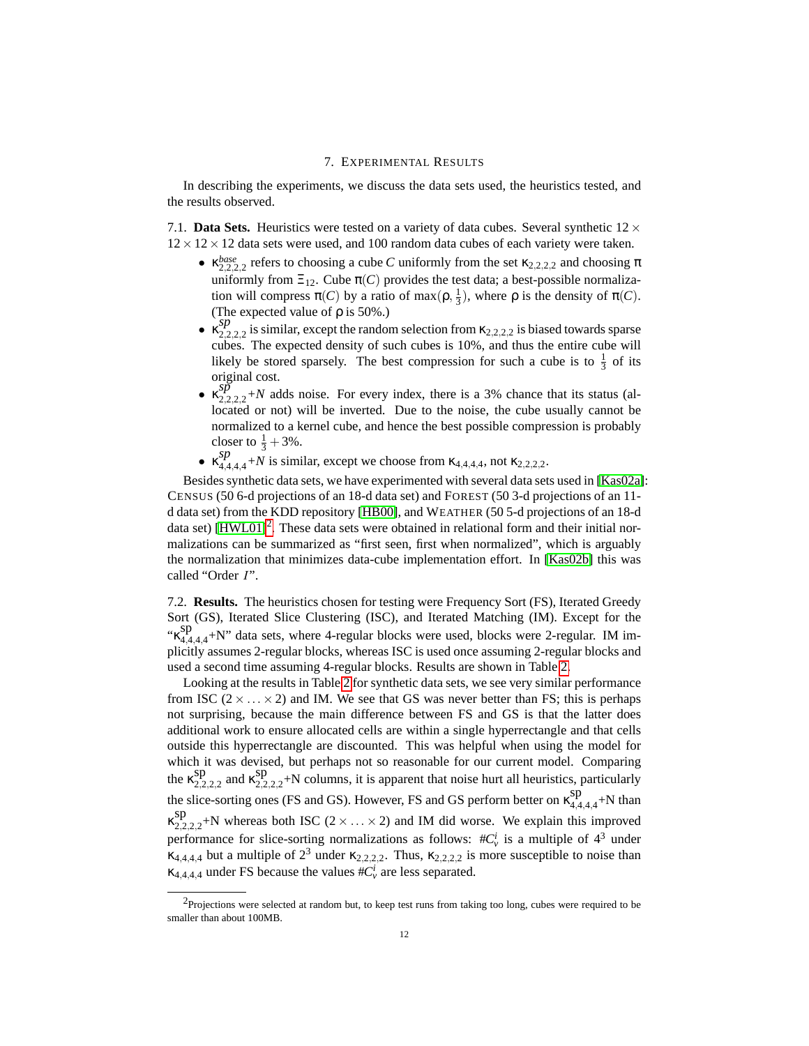## 7. Experimental Results

In describing the experiments, we discuss the data sets used, the heuristics tested, and the results observed.

**7.1. Data Sets.** Heuristics were tested on a variety of data cubes. Several synthetic $12 \times 12 \times 12 \times 12$ data sets were used, and 100 random data cubes of each variety were taken.

- $\kappa^{base}_{2,2,2,2}$ refers to choosing a cube $C$ uniformly from the set $\kappa_{2,2,2,2}$ and choosing $\pi$ uniformly from $\Xi_{12}$. Cube $\pi(C)$ provides the test data; a best-possible normalization will compress $\pi(C)$ by a ratio of $\max(\rho, \frac{1}{3})$, where $\rho$ is the density of $\pi(C)$. (The expected value of $\rho$ is 50%.)
- $\kappa^{sp}_{2,2,2,2}$ is similar, except the random selection from $\kappa_{2,2,2,2}$ is biased towards sparse cubes. The expected density of such cubes is 10%, and thus the entire cube will likely be stored sparsely. The best compression for such a cube is to $\frac{1}{3}$ of its original cost.
- $\kappa^{sp}_{2,2,2,2}$+$N$ adds noise. For every index, there is a 3% chance that its status (allocated or not) will be inverted. Due to the noise, the cube usually cannot be normalized to a kernel cube, and hence the best possible compression is probably closer to $\frac{1}{3} + 3\%$.
- $\kappa^{sp}_{4,4,4,4}$+$N$ is similar, except we choose from $\kappa_{4,4,4,4}$, not $\kappa_{2,2,2,2}$.

Besides synthetic data sets, we have experimented with several data sets used in [Kas02a]: Census (50 6-d projections of an 18-d data set) and Forest (50 3-d projections of an 11-d data set) from the KDD repository [HB00], and Weather (50 5-d projections of an 18-d data set) [HWL01][2]. These data sets were obtained in relational form and their initial normalizations can be summarized as "first seen, first when normalized", which is arguably the normalization that minimizes data-cube implementation effort. In [Kas02b] this was called "Order $I$".

**7.2. Results.** The heuristics chosen for testing were Frequency Sort (FS), Iterated Greedy Sort (GS), Iterated Slice Clustering (ISC), and Iterated Matching (IM). Except for the "$\kappa^{sp}_{4,4,4,4}$+N" data sets, where 4-regular blocks were used, blocks were 2-regular. IM implicitly assumes 2-regular blocks, whereas ISC is used once assuming 2-regular blocks and used a second time assuming 4-regular blocks. Results are shown in Table 2.

Looking at the results in Table 2 for synthetic data sets, we see very similar performance from ISC ($2 \times \ldots \times 2$) and IM. We see that GS was never better than FS; this is perhaps not surprising, because the main difference between FS and GS is that the latter does additional work to ensure allocated cells are within a single hyperrectangle and that cells outside this hyperrectangle are discounted. This was helpful when using the model for which it was devised, but perhaps not so reasonable for our current model. Comparing the $\kappa^{sp}_{2,2,2,2}$ and $\kappa^{sp}_{2,2,2,2}$+N columns, it is apparent that noise hurt all heuristics, particularly the slice-sorting ones (FS and GS). However, FS and GS perform better on $\kappa^{sp}_{4,4,4,4}$+N than $\kappa^{sp}_{2,2,2,2}$+N whereas both ISC ($2 \times \ldots \times 2$) and IM did worse. We explain this improved performance for slice-sorting normalizations as follows: $\#C^i_v$ is a multiple of $4^3$ under $\kappa_{4,4,4,4}$ but a multiple of $2^3$ under $\kappa_{2,2,2,2}$. Thus, $\kappa_{2,2,2,2}$ is more susceptible to noise than $\kappa_{4,4,4,4}$ under FS because the values $\#C^i_v$ are less separated.

[2] Projections were selected at random but, to keep test runs from taking too long, cubes were required to be smaller than about 100MB.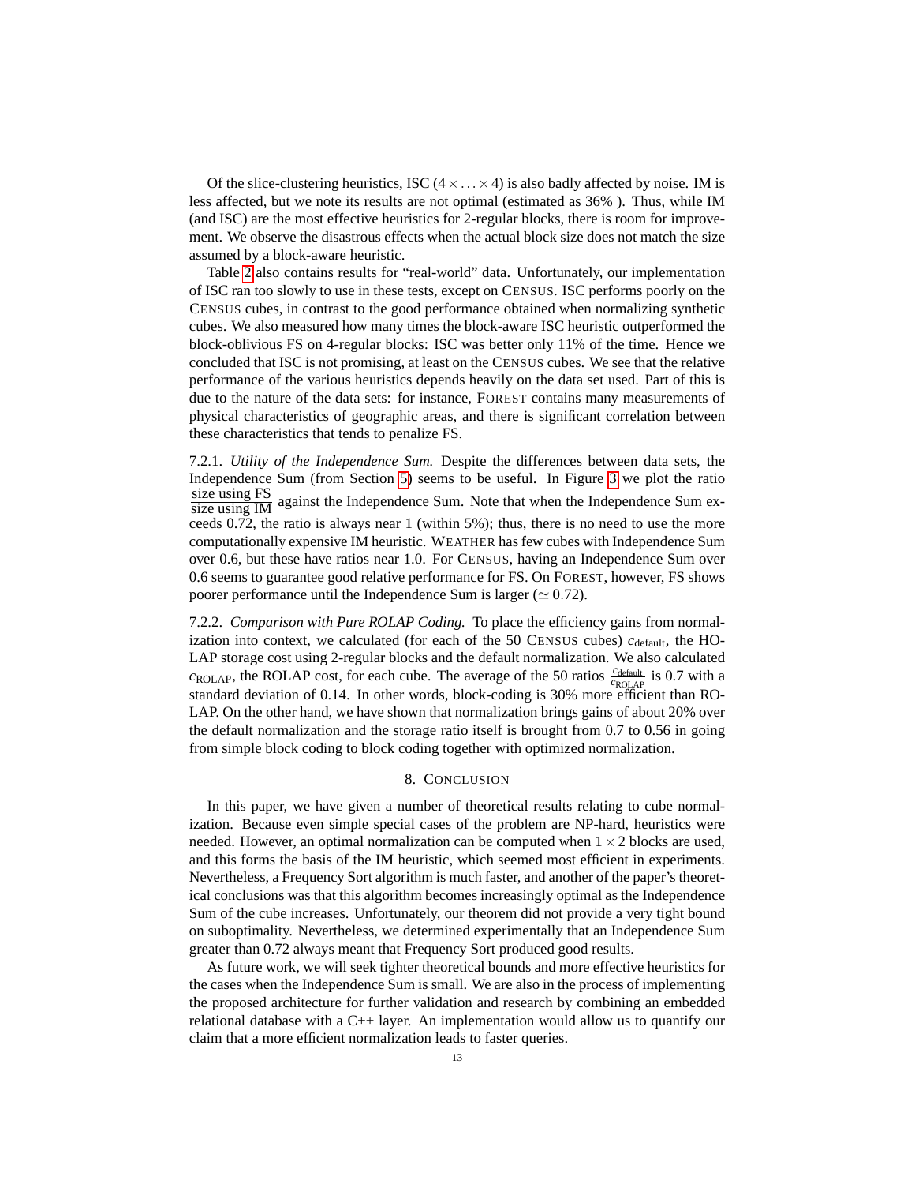Of the slice-clustering heuristics, ISC ($4 \times \ldots \times 4$) is also badly affected by noise. IM is less affected, but we note its results are not optimal (estimated as 36% ). Thus, while IM (and ISC) are the most effective heuristics for 2-regular blocks, there is room for improvement. We observe the disastrous effects when the actual block size does not match the size assumed by a block-aware heuristic.

Table 2 also contains results for "real-world" data. Unfortunately, our implementation of ISC ran too slowly to use in these tests, except on CENSUS. ISC performs poorly on the CENSUS cubes, in contrast to the good performance obtained when normalizing synthetic cubes. We also measured how many times the block-aware ISC heuristic outperformed the block-oblivious FS on 4-regular blocks: ISC was better only 11% of the time. Hence we concluded that ISC is not promising, at least on the CENSUS cubes. We see that the relative performance of the various heuristics depends heavily on the data set used. Part of this is due to the nature of the data sets: for instance, FOREST contains many measurements of physical characteristics of geographic areas, and there is significant correlation between these characteristics that tends to penalize FS.

7.2.1. *Utility of the Independence Sum.* Despite the differences between data sets, the Independence Sum (from Section 5) seems to be useful. In Figure 3 we plot the ratio $\frac{\text{size using FS}}{\text{size using IM}}$ against the Independence Sum. Note that when the Independence Sum exceeds 0.72, the ratio is always near 1 (within 5%); thus, there is no need to use the more computationally expensive IM heuristic. WEATHER has few cubes with Independence Sum over 0.6, but these have ratios near 1.0. For CENSUS, having an Independence Sum over 0.6 seems to guarantee good relative performance for FS. On FOREST, however, FS shows poorer performance until the Independence Sum is larger ($\simeq 0.72$).

7.2.2. *Comparison with Pure ROLAP Coding.* To place the efficiency gains from normalization into context, we calculated (for each of the 50 CENSUS cubes) $c_{\text{default}}$, the HOLAP storage cost using 2-regular blocks and the default normalization. We also calculated $c_{\text{ROLAP}}$, the ROLAP cost, for each cube. The average of the 50 ratios $\frac{c_{\text{default}}}{c_{\text{ROLAP}}}$ is 0.7 with a standard deviation of 0.14. In other words, block-coding is 30% more efficient than ROLAP. On the other hand, we have shown that normalization brings gains of about 20% over the default normalization and the storage ratio itself is brought from 0.7 to 0.56 in going from simple block coding to block coding together with optimized normalization.

## 8. CONCLUSION

In this paper, we have given a number of theoretical results relating to cube normalization. Because even simple special cases of the problem are NP-hard, heuristics were needed. However, an optimal normalization can be computed when $1 \times 2$ blocks are used, and this forms the basis of the IM heuristic, which seemed most efficient in experiments. Nevertheless, a Frequency Sort algorithm is much faster, and another of the paper's theoretical conclusions was that this algorithm becomes increasingly optimal as the Independence Sum of the cube increases. Unfortunately, our theorem did not provide a very tight bound on suboptimality. Nevertheless, we determined experimentally that an Independence Sum greater than 0.72 always meant that Frequency Sort produced good results.

As future work, we will seek tighter theoretical bounds and more effective heuristics for the cases when the Independence Sum is small. We are also in the process of implementing the proposed architecture for further validation and research by combining an embedded relational database with a C++ layer. An implementation would allow us to quantify our claim that a more efficient normalization leads to faster queries.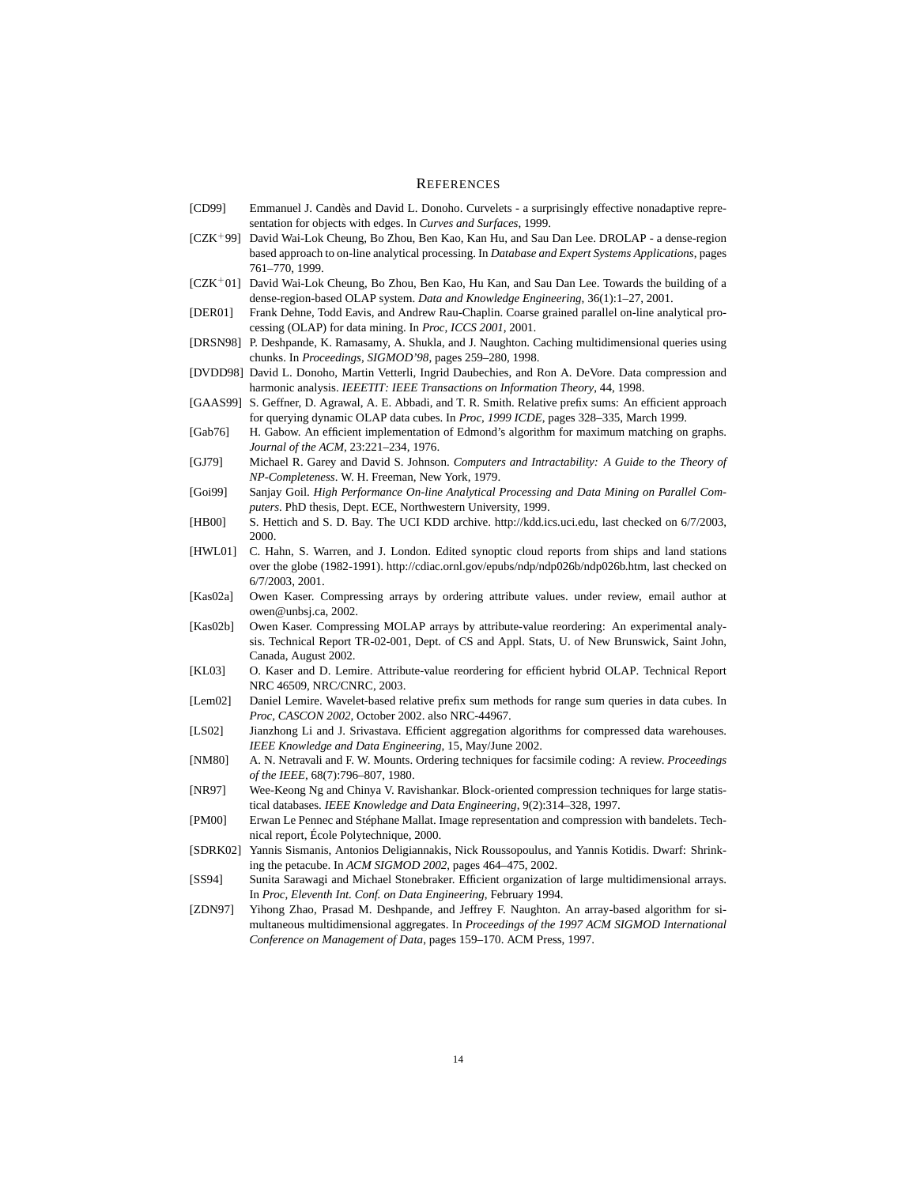## References

[CD99] Emmanuel J. Candès and David L. Donoho. Curvelets - a surprisingly effective nonadaptive representation for objects with edges. In *Curves and Surfaces*, 1999.

[CZK+99] David Wai-Lok Cheung, Bo Zhou, Ben Kao, Kan Hu, and Sau Dan Lee. DROLAP - a dense-region based approach to on-line analytical processing. In *Database and Expert Systems Applications*, pages 761–770, 1999.

[CZK+01] David Wai-Lok Cheung, Bo Zhou, Ben Kao, Hu Kan, and Sau Dan Lee. Towards the building of a dense-region-based OLAP system. *Data and Knowledge Engineering*, 36(1):1–27, 2001.

[DER01] Frank Dehne, Todd Eavis, and Andrew Rau-Chaplin. Coarse grained parallel on-line analytical processing (OLAP) for data mining. In *Proc, ICCS 2001*, 2001.

[DRSN98] P. Deshpande, K. Ramasamy, A. Shukla, and J. Naughton. Caching multidimensional queries using chunks. In *Proceedings, SIGMOD'98*, pages 259–280, 1998.

[DVDD98] David L. Donoho, Martin Vetterli, Ingrid Daubechies, and Ron A. DeVore. Data compression and harmonic analysis. *IEEETIT: IEEE Transactions on Information Theory*, 44, 1998.

[GAAS99] S. Geffner, D. Agrawal, A. E. Abbadi, and T. R. Smith. Relative prefix sums: An efficient approach for querying dynamic OLAP data cubes. In *Proc, 1999 ICDE*, pages 328–335, March 1999.

[Gab76] H. Gabow. An efficient implementation of Edmond's algorithm for maximum matching on graphs. *Journal of the ACM*, 23:221–234, 1976.

[GJ79] Michael R. Garey and David S. Johnson. *Computers and Intractability: A Guide to the Theory of NP-Completeness*. W. H. Freeman, New York, 1979.

[Goi99] Sanjay Goil. *High Performance On-line Analytical Processing and Data Mining on Parallel Computers*. PhD thesis, Dept. ECE, Northwestern University, 1999.

[HB00] S. Hettich and S. D. Bay. The UCI KDD archive. http://kdd.ics.uci.edu, last checked on 6/7/2003, 2000.

[HWL01] C. Hahn, S. Warren, and J. London. Edited synoptic cloud reports from ships and land stations over the globe (1982-1991). http://cdiac.ornl.gov/epubs/ndp/ndp026b/ndp026b.htm, last checked on 6/7/2003, 2001.

[Kas02a] Owen Kaser. Compressing arrays by ordering attribute values. under review, email author at owen@unbsj.ca, 2002.

[Kas02b] Owen Kaser. Compressing MOLAP arrays by attribute-value reordering: An experimental analysis. Technical Report TR-02-001, Dept. of CS and Appl. Stats, U. of New Brunswick, Saint John, Canada, August 2002.

[KL03] O. Kaser and D. Lemire. Attribute-value reordering for efficient hybrid OLAP. Technical Report NRC 46509, NRC/CNRC, 2003.

[Lem02] Daniel Lemire. Wavelet-based relative prefix sum methods for range sum queries in data cubes. In *Proc, CASCON 2002*, October 2002. also NRC-44967.

[LS02] Jianzhong Li and J. Srivastava. Efficient aggregation algorithms for compressed data warehouses. *IEEE Knowledge and Data Engineering*, 15, May/June 2002.

[NM80] A. N. Netravali and F. W. Mounts. Ordering techniques for facsimile coding: A review. *Proceedings of the IEEE*, 68(7):796–807, 1980.

[NR97] Wee-Keong Ng and Chinya V. Ravishankar. Block-oriented compression techniques for large statistical databases. *IEEE Knowledge and Data Engineering*, 9(2):314–328, 1997.

[PM00] Erwan Le Pennec and Stéphane Mallat. Image representation and compression with bandelets. Technical report, École Polytechnique, 2000.

[SDRK02] Yannis Sismanis, Antonios Deligiannakis, Nick Roussopoulus, and Yannis Kotidis. Dwarf: Shrinking the petacube. In *ACM SIGMOD 2002*, pages 464–475, 2002.

[SS94] Sunita Sarawagi and Michael Stonebraker. Efficient organization of large multidimensional arrays. In *Proc, Eleventh Int. Conf. on Data Engineering*, February 1994.

[ZDN97] Yihong Zhao, Prasad M. Deshpande, and Jeffrey F. Naughton. An array-based algorithm for simultaneous multidimensional aggregates. In *Proceedings of the 1997 ACM SIGMOD International Conference on Management of Data*, pages 159–170. ACM Press, 1997.